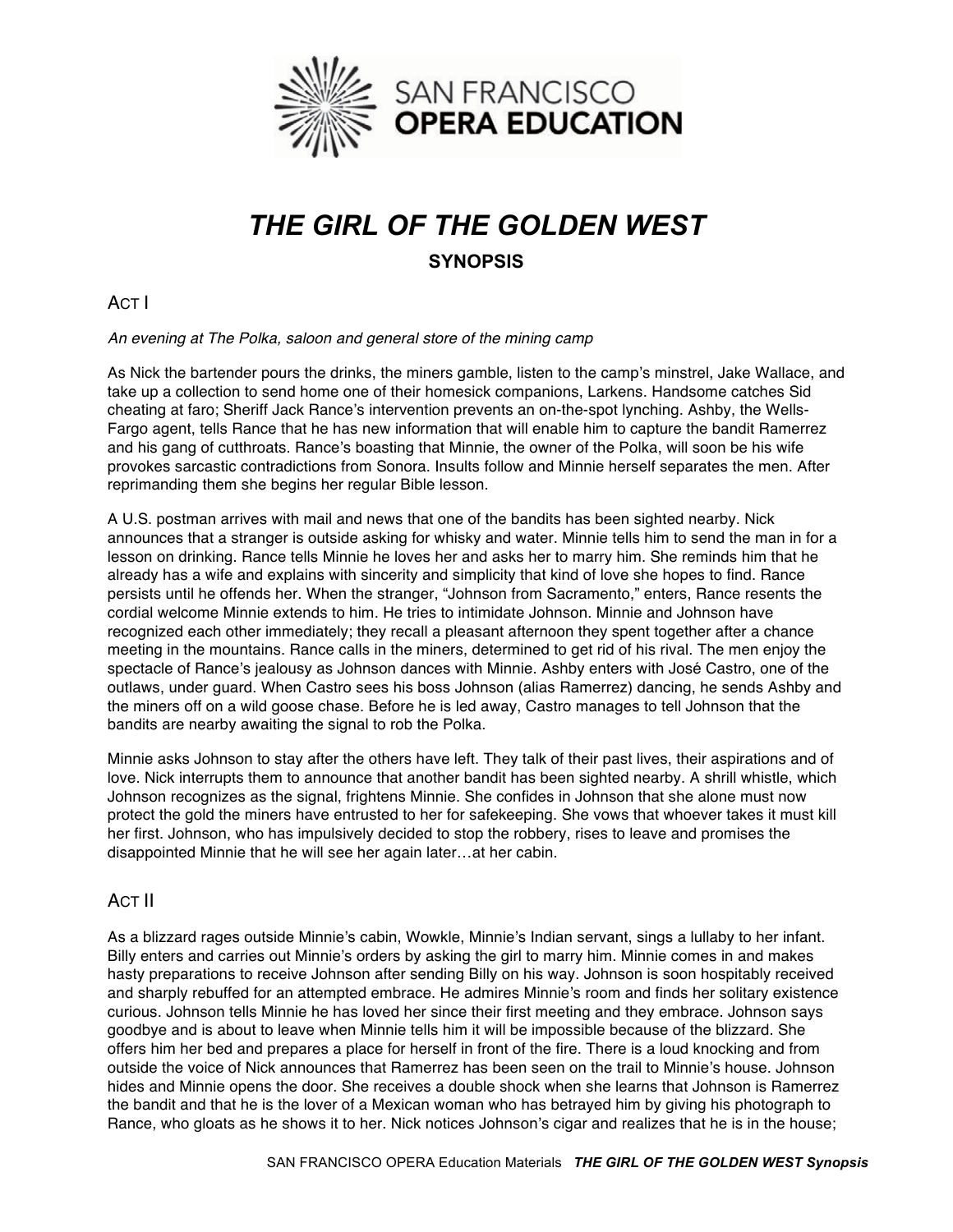# *THE GIRL OF THE GOLDEN WEST*

## SYNOPSIS

### ACT I

*An evening at The Polka, saloon and general store of the mining camp*

As Nick the bartender pours the drinks, the miners gamble, listen to the camp's minstrel, Jake Wallace, and take up a collection to send home one of their homesick companions, Larkens. Handsome catches Sid cheating at faro; Sheriff Jack Rance's intervention prevents an on-the-spot lynching. Ashby, the Wells-Fargo agent, tells Rance that he has new information that will enable him to capture the bandit Ramerrez and his gang of cutthroats. Rance's boasting that Minnie, the owner of the Polka, will soon be his wife provokes sarcastic contradictions from Sonora. Insults follow and Minnie herself separates the men. After reprimanding them she begins her regular Bible lesson.

A U.S. postman arrives with mail and news that one of the bandits has been sighted nearby. Nick announces that a stranger is outside asking for whisky and water. Minnie tells him to send the man in for a lesson on drinking. Rance tells Minnie he loves her and asks her to marry him. She reminds him that he already has a wife and explains with sincerity and simplicity that kind of love she hopes to find. Rance persists until he offends her. When the stranger, "Johnson from Sacramento," enters, Rance resents the cordial welcome Minnie extends to him. He tries to intimidate Johnson. Minnie and Johnson have recognized each other immediately; they recall a pleasant afternoon they spent together after a chance meeting in the mountains. Rance calls in the miners, determined to get rid of his rival. The men enjoy the spectacle of Rance's jealousy as Johnson dances with Minnie. Ashby enters with José Castro, one of the outlaws, under guard. When Castro sees his boss Johnson (alias Ramerrez) dancing, he sends Ashby and the miners off on a wild goose chase. Before he is led away, Castro manages to tell Johnson that the bandits are nearby awaiting the signal to rob the Polka.

Minnie asks Johnson to stay after the others have left. They talk of their past lives, their aspirations and of love. Nick interrupts them to announce that another bandit has been sighted nearby. A shrill whistle, which Johnson recognizes as the signal, frightens Minnie. She confides in Johnson that she alone must now protect the gold the miners have entrusted to her for safekeeping. She vows that whoever takes it must kill her first. Johnson, who has impulsively decided to stop the robbery, rises to leave and promises the disappointed Minnie that he will see her again later…at her cabin.

### ACT II

As a blizzard rages outside Minnie's cabin, Wowkle, Minnie's Indian servant, sings a lullaby to her infant. Billy enters and carries out Minnie's orders by asking the girl to marry him. Minnie comes in and makes hasty preparations to receive Johnson after sending Billy on his way. Johnson is soon hospitably received and sharply rebuffed for an attempted embrace. He admires Minnie's room and finds her solitary existence curious. Johnson tells Minnie he has loved her since their first meeting and they embrace. Johnson says goodbye and is about to leave when Minnie tells him it will be impossible because of the blizzard. She offers him her bed and prepares a place for herself in front of the fire. There is a loud knocking and from outside the voice of Nick announces that Ramerrez has been seen on the trail to Minnie's house. Johnson hides and Minnie opens the door. She receives a double shock when she learns that Johnson is Ramerrez the bandit and that he is the lover of a Mexican woman who has betrayed him by giving his photograph to Rance, who gloats as he shows it to her. Nick notices Johnson's cigar and realizes that he is in the house;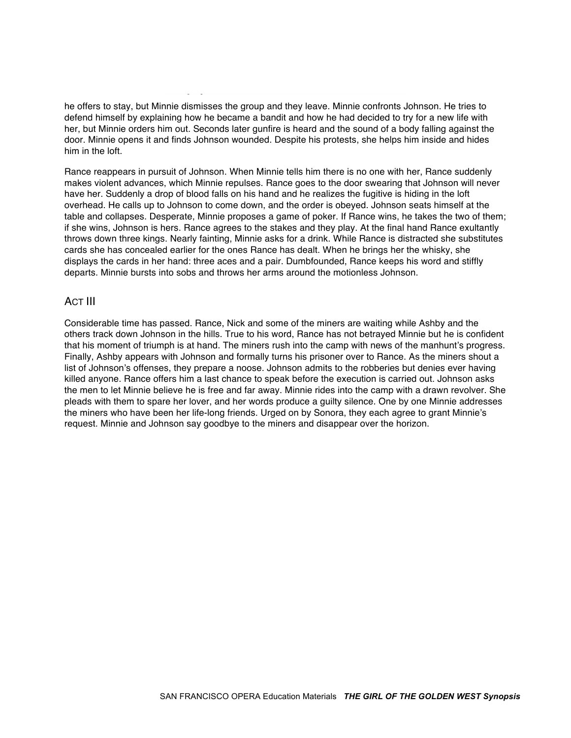he offers to stay, but Minnie dismisses the group and they leave. Minnie confronts Johnson. He tries to defend himself by explaining how he became a bandit and how he had decided to try for a new life with her, but Minnie orders him out. Seconds later gunfire is heard and the sound of a body falling against the door. Minnie opens it and finds Johnson wounded. Despite his protests, she helps him inside and hides him in the loft.

Rance reappears in pursuit of Johnson. When Minnie tells him there is no one with her, Rance suddenly makes violent advances, which Minnie repulses. Rance goes to the door swearing that Johnson will never have her. Suddenly a drop of blood falls on his hand and he realizes the fugitive is hiding in the loft overhead. He calls up to Johnson to come down, and the order is obeyed. Johnson seats himself at the table and collapses. Desperate, Minnie proposes a game of poker. If Rance wins, he takes the two of them; if she wins, Johnson is hers. Rance agrees to the stakes and they play. At the final hand Rance exultantly throws down three kings. Nearly fainting, Minnie asks for a drink. While Rance is distracted she substitutes cards she has concealed earlier for the ones Rance has dealt. When he brings her the whisky, she displays the cards in her hand: three aces and a pair. Dumbfounded, Rance keeps his word and stiffly departs. Minnie bursts into sobs and throws her arms around the motionless Johnson.

## Act III

Considerable time has passed. Rance, Nick and some of the miners are waiting while Ashby and the others track down Johnson in the hills. True to his word, Rance has not betrayed Minnie but he is confident that his moment of triumph is at hand. The miners rush into the camp with news of the manhunt's progress. Finally, Ashby appears with Johnson and formally turns his prisoner over to Rance. As the miners shout a list of Johnson's offenses, they prepare a noose. Johnson admits to the robberies but denies ever having killed anyone. Rance offers him a last chance to speak before the execution is carried out. Johnson asks the men to let Minnie believe he is free and far away. Minnie rides into the camp with a drawn revolver. She pleads with them to spare her lover, and her words produce a guilty silence. One by one Minnie addresses the miners who have been her life-long friends. Urged on by Sonora, they each agree to grant Minnie's request. Minnie and Johnson say goodbye to the miners and disappear over the horizon.